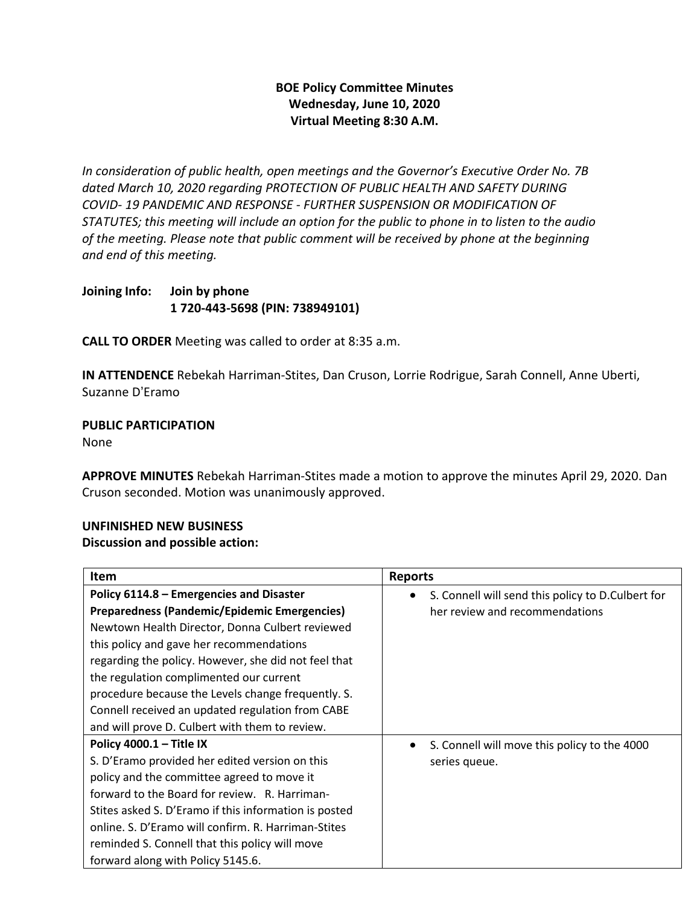**BOE Policy Committee Minutes**
**Wednesday, June 10, 2020**
**Virtual Meeting 8:30 A.M.**

*In consideration of public health, open meetings and the Governor's Executive Order No. 7B dated March 10, 2020 regarding PROTECTION OF PUBLIC HEALTH AND SAFETY DURING COVID- 19 PANDEMIC AND RESPONSE - FURTHER SUSPENSION OR MODIFICATION OF STATUTES; this meeting will include an option for the public to phone in to listen to the audio of the meeting. Please note that public comment will be received by phone at the beginning and end of this meeting.*

**Joining Info:** **Join by phone**
**1 720-443-5698 (PIN: 738949101)**

**CALL TO ORDER** Meeting was called to order at 8:35 a.m.

**IN ATTENDENCE** Rebekah Harriman-Stites, Dan Cruson, Lorrie Rodrigue, Sarah Connell, Anne Uberti, Suzanne D'Eramo

**PUBLIC PARTICIPATION**
None

**APPROVE MINUTES** Rebekah Harriman-Stites made a motion to approve the minutes April 29, 2020. Dan Cruson seconded. Motion was unanimously approved.

**UNFINISHED NEW BUSINESS**
**Discussion and possible action:**

| Item | Reports |
|---|---|
| **Policy 6114.8 – Emergencies and Disaster Preparedness (Pandemic/Epidemic Emergencies)** Newtown Health Director, Donna Culbert reviewed this policy and gave her recommendations regarding the policy. However, she did not feel that the regulation complimented our current procedure because the Levels change frequently. S. Connell received an updated regulation from CABE and will prove D. Culbert with them to review. | • S. Connell will send this policy to D.Culbert for her review and recommendations |
| **Policy 4000.1 – Title IX** S. D'Eramo provided her edited version on this policy and the committee agreed to move it forward to the Board for review. R. Harriman-Stites asked S. D'Eramo if this information is posted online. S. D'Eramo will confirm. R. Harriman-Stites reminded S. Connell that this policy will move forward along with Policy 5145.6. | • S. Connell will move this policy to the 4000 series queue. |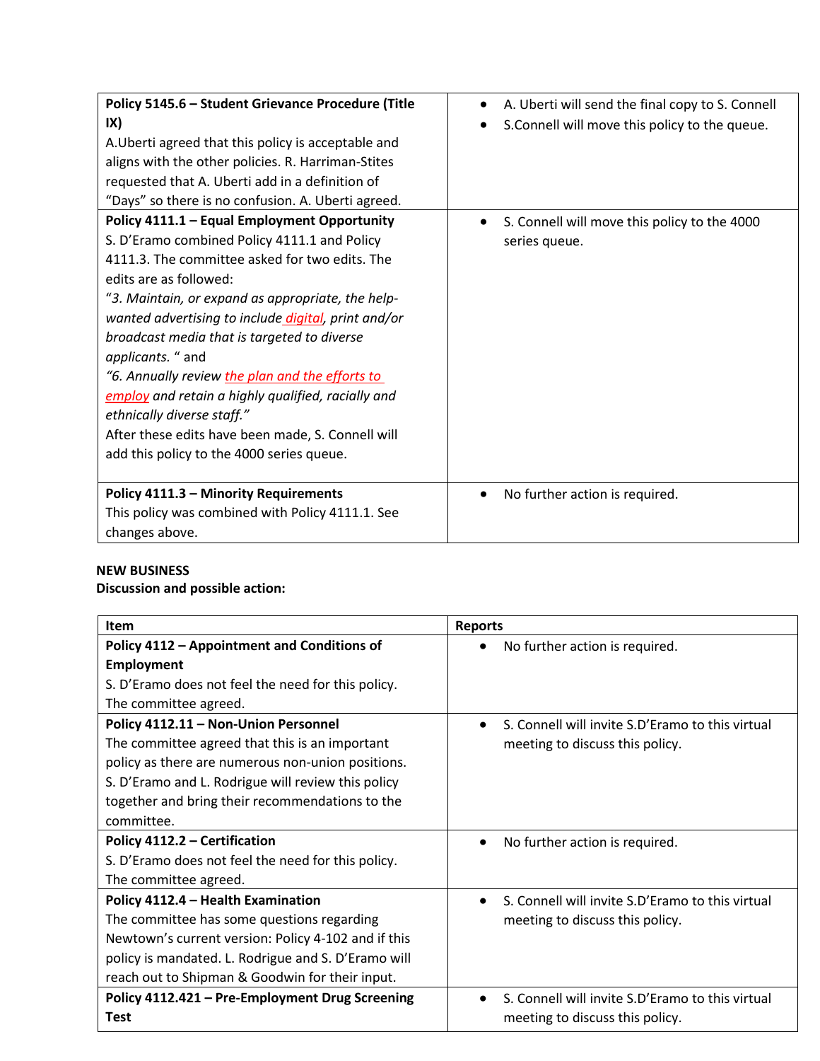| | |
|---|---|
| **Policy 5145.6 – Student Grievance Procedure (Title IX)**<br>A.Uberti agreed that this policy is acceptable and aligns with the other policies. R. Harriman-Stites requested that A. Uberti add in a definition of "Days" so there is no confusion. A. Uberti agreed. | • A. Uberti will send the final copy to S. Connell<br>• S.Connell will move this policy to the queue. |
| **Policy 4111.1 – Equal Employment Opportunity**<br>S. D'Eramo combined Policy 4111.1 and Policy 4111.3. The committee asked for two edits. The edits are as followed:<br>"*3. Maintain, or expand as appropriate, the help-wanted advertising to include digital, print and/or broadcast media that is targeted to diverse applicants.* " and<br>*"6. Annually review the plan and the efforts to employ and retain a highly qualified, racially and ethnically diverse staff."*<br>After these edits have been made, S. Connell will add this policy to the 4000 series queue. | • S. Connell will move this policy to the 4000 series queue. |
| **Policy 4111.3 – Minority Requirements**<br>This policy was combined with Policy 4111.1. See changes above. | • No further action is required. |

**NEW BUSINESS**
**Discussion and possible action:**

| Item | Reports |
|---|---|
| **Policy 4112 – Appointment and Conditions of Employment**<br>S. D'Eramo does not feel the need for this policy. The committee agreed. | • No further action is required. |
| **Policy 4112.11 – Non-Union Personnel**<br>The committee agreed that this is an important policy as there are numerous non-union positions. S. D'Eramo and L. Rodrigue will review this policy together and bring their recommendations to the committee. | • S. Connell will invite S.D'Eramo to this virtual meeting to discuss this policy. |
| **Policy 4112.2 – Certification**<br>S. D'Eramo does not feel the need for this policy. The committee agreed. | • No further action is required. |
| **Policy 4112.4 – Health Examination**<br>The committee has some questions regarding Newtown's current version: Policy 4-102 and if this policy is mandated. L. Rodrigue and S. D'Eramo will reach out to Shipman & Goodwin for their input. | • S. Connell will invite S.D'Eramo to this virtual meeting to discuss this policy. |
| **Policy 4112.421 – Pre-Employment Drug Screening Test** | • S. Connell will invite S.D'Eramo to this virtual meeting to discuss this policy. |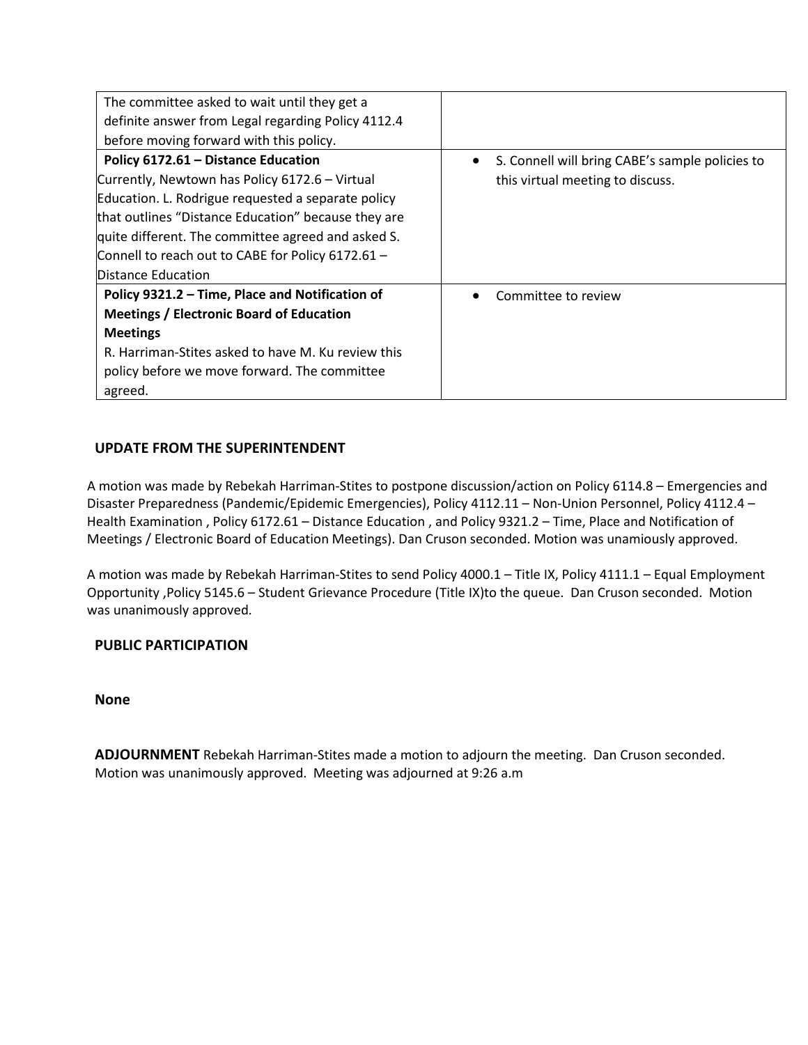| | |
|---|---|
| The committee asked to wait until they get a definite answer from Legal regarding Policy 4112.4 before moving forward with this policy. | |
| **Policy 6172.61 – Distance Education**<br>Currently, Newtown has Policy 6172.6 – Virtual Education. L. Rodrigue requested a separate policy that outlines "Distance Education" because they are quite different. The committee agreed and asked S. Connell to reach out to CABE for Policy 6172.61 – Distance Education | • S. Connell will bring CABE's sample policies to this virtual meeting to discuss. |
| **Policy 9321.2 – Time, Place and Notification of Meetings / Electronic Board of Education Meetings**<br>R. Harriman-Stites asked to have M. Ku review this policy before we move forward. The committee agreed. | • Committee to review |

## UPDATE FROM THE SUPERINTENDENT

A motion was made by Rebekah Harriman-Stites to postpone discussion/action on Policy 6114.8 – Emergencies and Disaster Preparedness (Pandemic/Epidemic Emergencies), Policy 4112.11 – Non-Union Personnel, Policy 4112.4 – Health Examination , Policy 6172.61 – Distance Education , and Policy 9321.2 – Time, Place and Notification of Meetings / Electronic Board of Education Meetings). Dan Cruson seconded. Motion was unamiously approved.

A motion was made by Rebekah Harriman-Stites to send Policy 4000.1 – Title IX, Policy 4111.1 – Equal Employment Opportunity ,Policy 5145.6 – Student Grievance Procedure (Title IX)to the queue. Dan Cruson seconded. Motion was unanimously approved.

## PUBLIC PARTICIPATION

**None**

**ADJOURNMENT** Rebekah Harriman-Stites made a motion to adjourn the meeting. Dan Cruson seconded. Motion was unanimously approved. Meeting was adjourned at 9:26 a.m